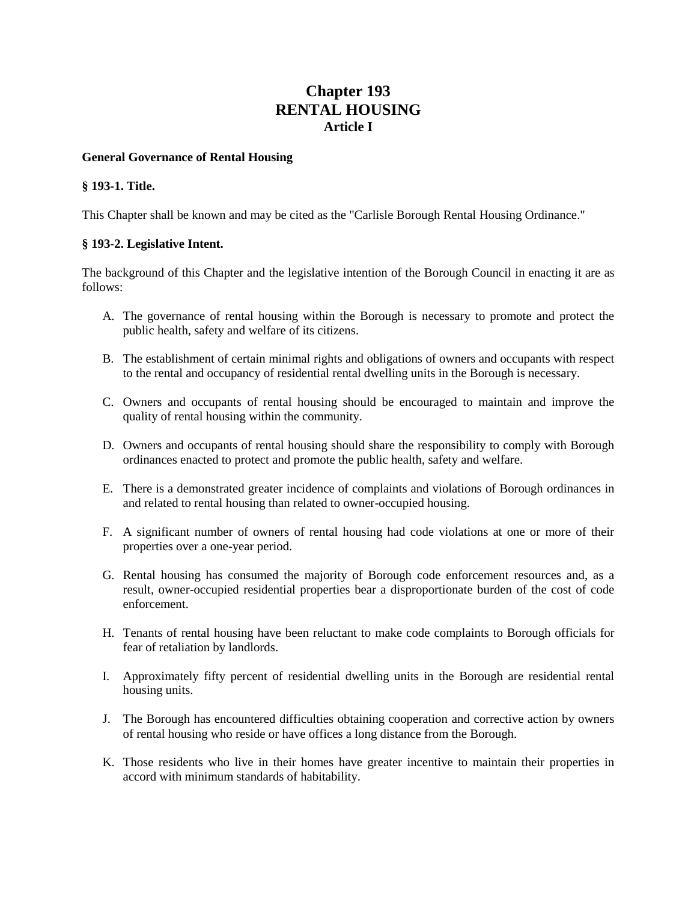# Chapter 193
# RENTAL HOUSING
## Article I

**General Governance of Rental Housing**

**§ 193-1. Title.**

This Chapter shall be known and may be cited as the "Carlisle Borough Rental Housing Ordinance."

**§ 193-2. Legislative Intent.**

The background of this Chapter and the legislative intention of the Borough Council in enacting it are as follows:

A. The governance of rental housing within the Borough is necessary to promote and protect the public health, safety and welfare of its citizens.

B. The establishment of certain minimal rights and obligations of owners and occupants with respect to the rental and occupancy of residential rental dwelling units in the Borough is necessary.

C. Owners and occupants of rental housing should be encouraged to maintain and improve the quality of rental housing within the community.

D. Owners and occupants of rental housing should share the responsibility to comply with Borough ordinances enacted to protect and promote the public health, safety and welfare.

E. There is a demonstrated greater incidence of complaints and violations of Borough ordinances in and related to rental housing than related to owner-occupied housing.

F. A significant number of owners of rental housing had code violations at one or more of their properties over a one-year period.

G. Rental housing has consumed the majority of Borough code enforcement resources and, as a result, owner-occupied residential properties bear a disproportionate burden of the cost of code enforcement.

H. Tenants of rental housing have been reluctant to make code complaints to Borough officials for fear of retaliation by landlords.

I. Approximately fifty percent of residential dwelling units in the Borough are residential rental housing units.

J. The Borough has encountered difficulties obtaining cooperation and corrective action by owners of rental housing who reside or have offices a long distance from the Borough.

K. Those residents who live in their homes have greater incentive to maintain their properties in accord with minimum standards of habitability.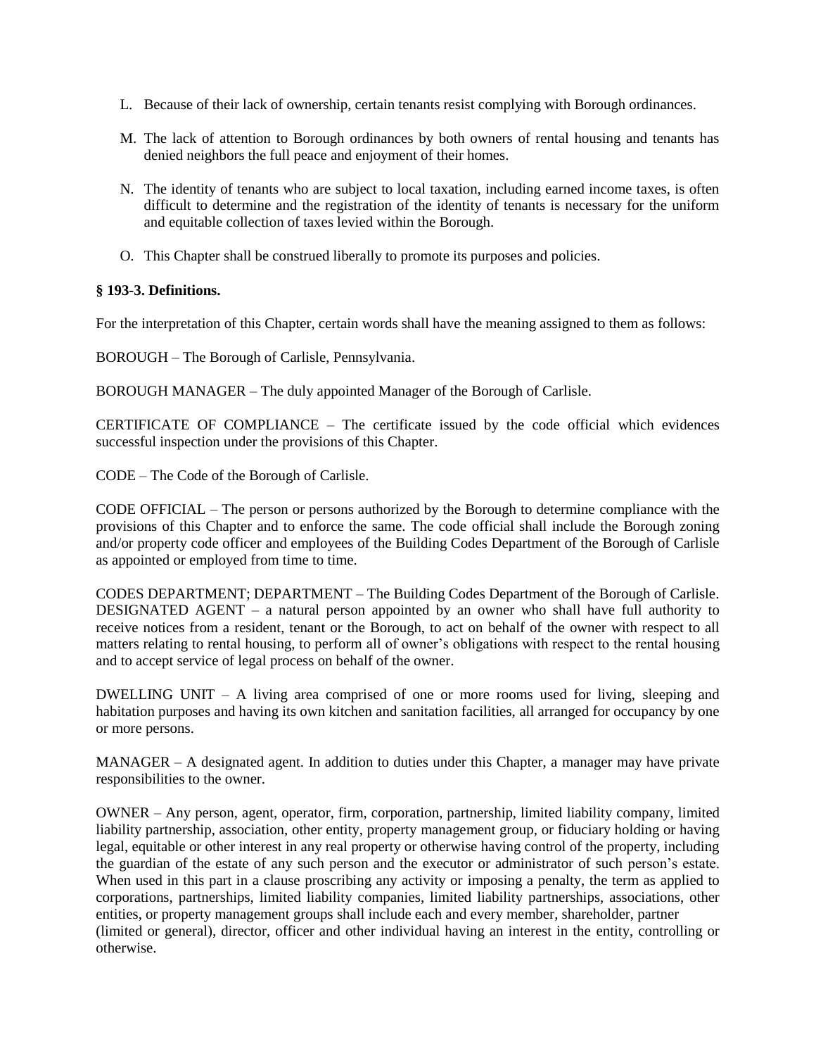L. Because of their lack of ownership, certain tenants resist complying with Borough ordinances.

M. The lack of attention to Borough ordinances by both owners of rental housing and tenants has denied neighbors the full peace and enjoyment of their homes.

N. The identity of tenants who are subject to local taxation, including earned income taxes, is often difficult to determine and the registration of the identity of tenants is necessary for the uniform and equitable collection of taxes levied within the Borough.

O. This Chapter shall be construed liberally to promote its purposes and policies.

**§ 193-3. Definitions.**

For the interpretation of this Chapter, certain words shall have the meaning assigned to them as follows:

BOROUGH – The Borough of Carlisle, Pennsylvania.

BOROUGH MANAGER – The duly appointed Manager of the Borough of Carlisle.

CERTIFICATE OF COMPLIANCE – The certificate issued by the code official which evidences successful inspection under the provisions of this Chapter.

CODE – The Code of the Borough of Carlisle.

CODE OFFICIAL – The person or persons authorized by the Borough to determine compliance with the provisions of this Chapter and to enforce the same. The code official shall include the Borough zoning and/or property code officer and employees of the Building Codes Department of the Borough of Carlisle as appointed or employed from time to time.

CODES DEPARTMENT; DEPARTMENT – The Building Codes Department of the Borough of Carlisle.
DESIGNATED AGENT – a natural person appointed by an owner who shall have full authority to receive notices from a resident, tenant or the Borough, to act on behalf of the owner with respect to all matters relating to rental housing, to perform all of owner's obligations with respect to the rental housing and to accept service of legal process on behalf of the owner.

DWELLING UNIT – A living area comprised of one or more rooms used for living, sleeping and habitation purposes and having its own kitchen and sanitation facilities, all arranged for occupancy by one or more persons.

MANAGER – A designated agent. In addition to duties under this Chapter, a manager may have private responsibilities to the owner.

OWNER – Any person, agent, operator, firm, corporation, partnership, limited liability company, limited liability partnership, association, other entity, property management group, or fiduciary holding or having legal, equitable or other interest in any real property or otherwise having control of the property, including the guardian of the estate of any such person and the executor or administrator of such person's estate. When used in this part in a clause proscribing any activity or imposing a penalty, the term as applied to corporations, partnerships, limited liability companies, limited liability partnerships, associations, other entities, or property management groups shall include each and every member, shareholder, partner (limited or general), director, officer and other individual having an interest in the entity, controlling or otherwise.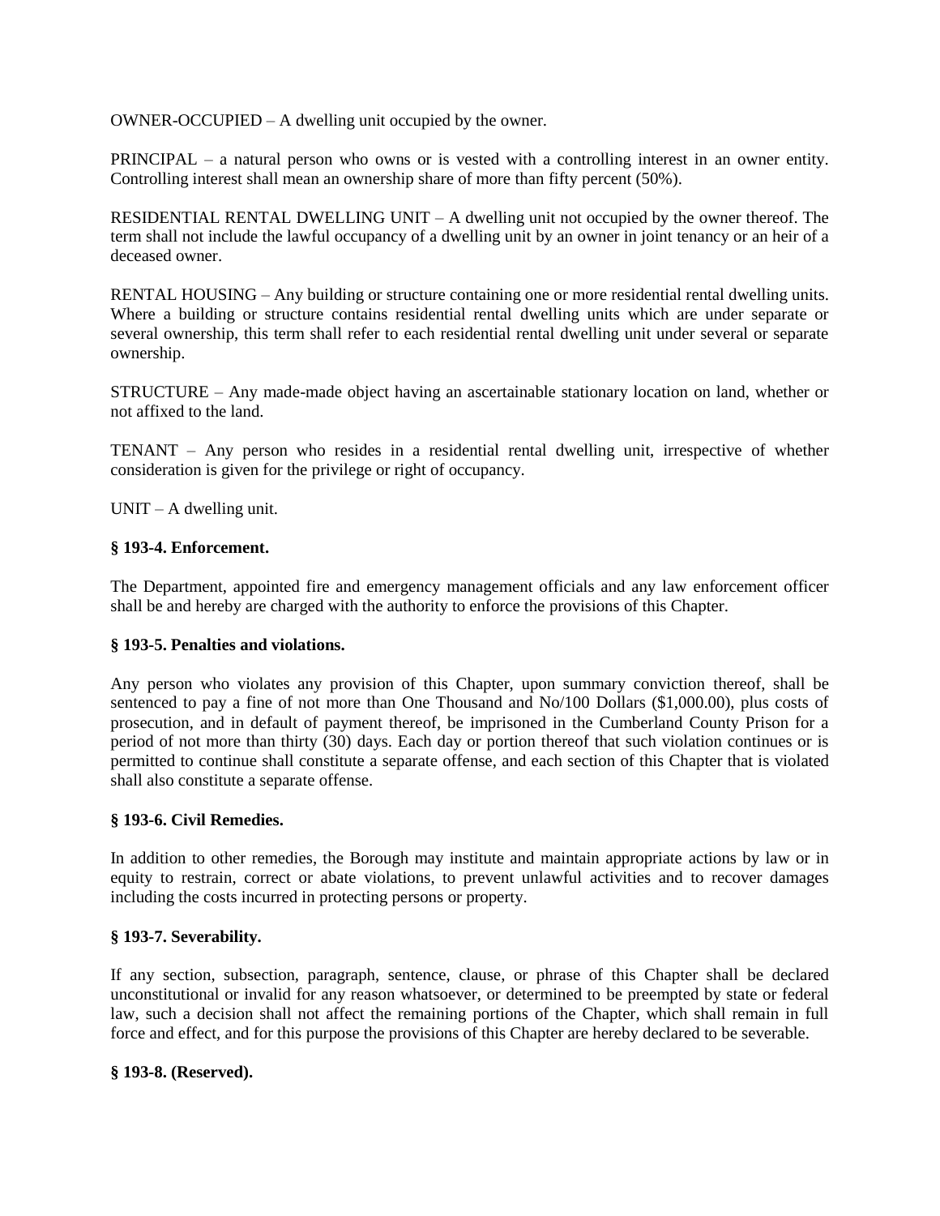OWNER-OCCUPIED – A dwelling unit occupied by the owner.

PRINCIPAL – a natural person who owns or is vested with a controlling interest in an owner entity. Controlling interest shall mean an ownership share of more than fifty percent (50%).

RESIDENTIAL RENTAL DWELLING UNIT – A dwelling unit not occupied by the owner thereof. The term shall not include the lawful occupancy of a dwelling unit by an owner in joint tenancy or an heir of a deceased owner.

RENTAL HOUSING – Any building or structure containing one or more residential rental dwelling units. Where a building or structure contains residential rental dwelling units which are under separate or several ownership, this term shall refer to each residential rental dwelling unit under several or separate ownership.

STRUCTURE – Any made-made object having an ascertainable stationary location on land, whether or not affixed to the land.

TENANT – Any person who resides in a residential rental dwelling unit, irrespective of whether consideration is given for the privilege or right of occupancy.

UNIT – A dwelling unit.

**§ 193-4. Enforcement.**

The Department, appointed fire and emergency management officials and any law enforcement officer shall be and hereby are charged with the authority to enforce the provisions of this Chapter.

**§ 193-5. Penalties and violations.**

Any person who violates any provision of this Chapter, upon summary conviction thereof, shall be sentenced to pay a fine of not more than One Thousand and No/100 Dollars ($1,000.00), plus costs of prosecution, and in default of payment thereof, be imprisoned in the Cumberland County Prison for a period of not more than thirty (30) days. Each day or portion thereof that such violation continues or is permitted to continue shall constitute a separate offense, and each section of this Chapter that is violated shall also constitute a separate offense.

**§ 193-6. Civil Remedies.**

In addition to other remedies, the Borough may institute and maintain appropriate actions by law or in equity to restrain, correct or abate violations, to prevent unlawful activities and to recover damages including the costs incurred in protecting persons or property.

**§ 193-7. Severability.**

If any section, subsection, paragraph, sentence, clause, or phrase of this Chapter shall be declared unconstitutional or invalid for any reason whatsoever, or determined to be preempted by state or federal law, such a decision shall not affect the remaining portions of the Chapter, which shall remain in full force and effect, and for this purpose the provisions of this Chapter are hereby declared to be severable.

**§ 193-8. (Reserved).**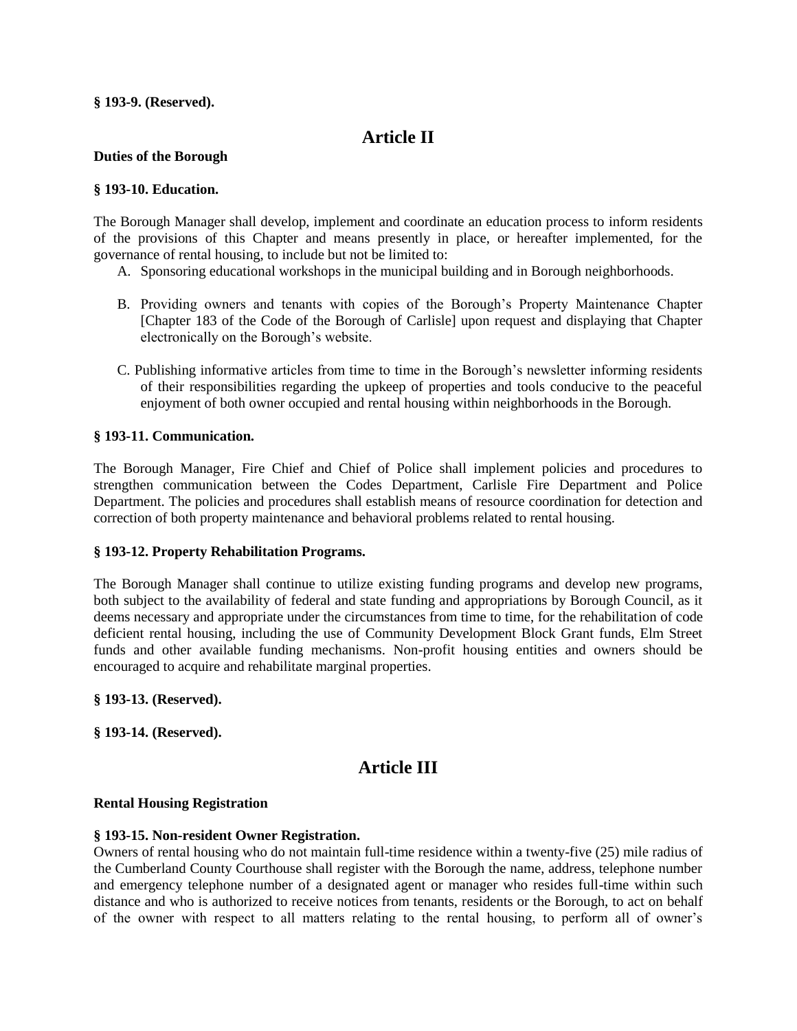**§ 193-9. (Reserved).**

## Article II

**Duties of the Borough**

**§ 193-10. Education.**

The Borough Manager shall develop, implement and coordinate an education process to inform residents of the provisions of this Chapter and means presently in place, or hereafter implemented, for the governance of rental housing, to include but not be limited to:

A. Sponsoring educational workshops in the municipal building and in Borough neighborhoods.

B. Providing owners and tenants with copies of the Borough's Property Maintenance Chapter [Chapter 183 of the Code of the Borough of Carlisle] upon request and displaying that Chapter electronically on the Borough's website.

C. Publishing informative articles from time to time in the Borough's newsletter informing residents of their responsibilities regarding the upkeep of properties and tools conducive to the peaceful enjoyment of both owner occupied and rental housing within neighborhoods in the Borough.

**§ 193-11. Communication.**

The Borough Manager, Fire Chief and Chief of Police shall implement policies and procedures to strengthen communication between the Codes Department, Carlisle Fire Department and Police Department. The policies and procedures shall establish means of resource coordination for detection and correction of both property maintenance and behavioral problems related to rental housing.

**§ 193-12. Property Rehabilitation Programs.**

The Borough Manager shall continue to utilize existing funding programs and develop new programs, both subject to the availability of federal and state funding and appropriations by Borough Council, as it deems necessary and appropriate under the circumstances from time to time, for the rehabilitation of code deficient rental housing, including the use of Community Development Block Grant funds, Elm Street funds and other available funding mechanisms. Non-profit housing entities and owners should be encouraged to acquire and rehabilitate marginal properties.

**§ 193-13. (Reserved).**

**§ 193-14. (Reserved).**

## Article III

**Rental Housing Registration**

**§ 193-15. Non-resident Owner Registration.**

Owners of rental housing who do not maintain full-time residence within a twenty-five (25) mile radius of the Cumberland County Courthouse shall register with the Borough the name, address, telephone number and emergency telephone number of a designated agent or manager who resides full-time within such distance and who is authorized to receive notices from tenants, residents or the Borough, to act on behalf of the owner with respect to all matters relating to the rental housing, to perform all of owner's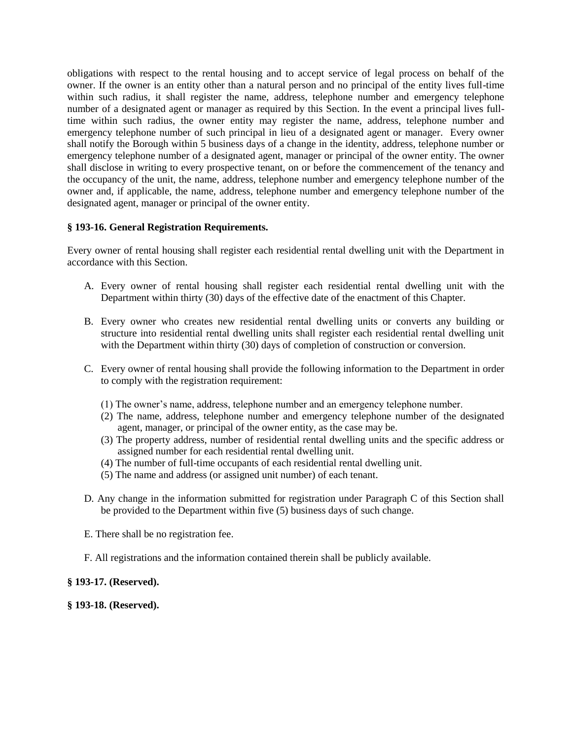obligations with respect to the rental housing and to accept service of legal process on behalf of the owner. If the owner is an entity other than a natural person and no principal of the entity lives full-time within such radius, it shall register the name, address, telephone number and emergency telephone number of a designated agent or manager as required by this Section. In the event a principal lives full-time within such radius, the owner entity may register the name, address, telephone number and emergency telephone number of such principal in lieu of a designated agent or manager. Every owner shall notify the Borough within 5 business days of a change in the identity, address, telephone number or emergency telephone number of a designated agent, manager or principal of the owner entity. The owner shall disclose in writing to every prospective tenant, on or before the commencement of the tenancy and the occupancy of the unit, the name, address, telephone number and emergency telephone number of the owner and, if applicable, the name, address, telephone number and emergency telephone number of the designated agent, manager or principal of the owner entity.

**§ 193-16. General Registration Requirements.**

Every owner of rental housing shall register each residential rental dwelling unit with the Department in accordance with this Section.

A. Every owner of rental housing shall register each residential rental dwelling unit with the Department within thirty (30) days of the effective date of the enactment of this Chapter.

B. Every owner who creates new residential rental dwelling units or converts any building or structure into residential rental dwelling units shall register each residential rental dwelling unit with the Department within thirty (30) days of completion of construction or conversion.

C. Every owner of rental housing shall provide the following information to the Department in order to comply with the registration requirement:

    (1) The owner's name, address, telephone number and an emergency telephone number.
    (2) The name, address, telephone number and emergency telephone number of the designated agent, manager, or principal of the owner entity, as the case may be.
    (3) The property address, number of residential rental dwelling units and the specific address or assigned number for each residential rental dwelling unit.
    (4) The number of full-time occupants of each residential rental dwelling unit.
    (5) The name and address (or assigned unit number) of each tenant.

D. Any change in the information submitted for registration under Paragraph C of this Section shall be provided to the Department within five (5) business days of such change.

E. There shall be no registration fee.

F. All registrations and the information contained therein shall be publicly available.

**§ 193-17. (Reserved).**

**§ 193-18. (Reserved).**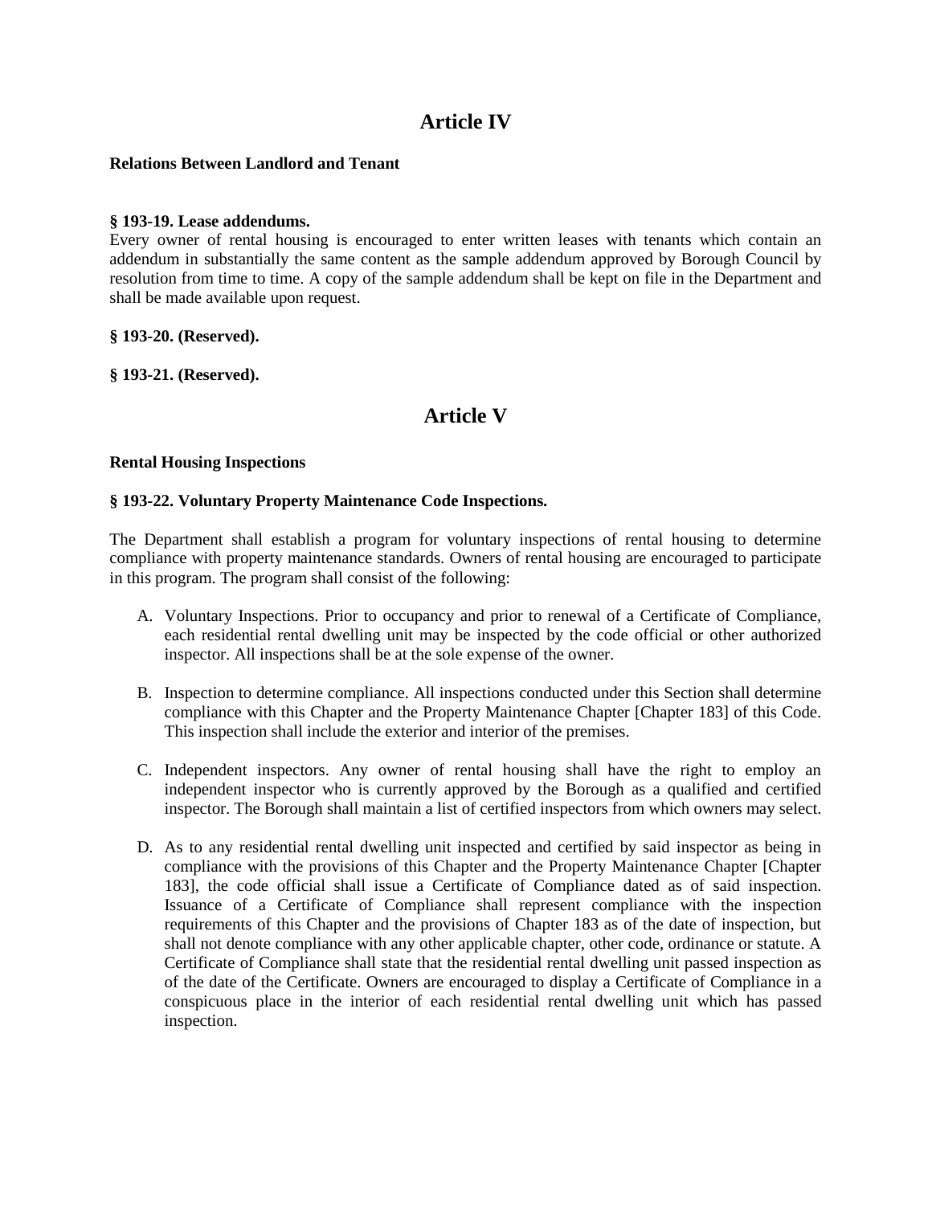# Article IV

**Relations Between Landlord and Tenant**

**§ 193-19. Lease addendums.**
Every owner of rental housing is encouraged to enter written leases with tenants which contain an addendum in substantially the same content as the sample addendum approved by Borough Council by resolution from time to time. A copy of the sample addendum shall be kept on file in the Department and shall be made available upon request.

**§ 193-20. (Reserved).**

**§ 193-21. (Reserved).**

# Article V

**Rental Housing Inspections**

**§ 193-22. Voluntary Property Maintenance Code Inspections.**

The Department shall establish a program for voluntary inspections of rental housing to determine compliance with property maintenance standards. Owners of rental housing are encouraged to participate in this program. The program shall consist of the following:

A. Voluntary Inspections. Prior to occupancy and prior to renewal of a Certificate of Compliance, each residential rental dwelling unit may be inspected by the code official or other authorized inspector. All inspections shall be at the sole expense of the owner.

B. Inspection to determine compliance. All inspections conducted under this Section shall determine compliance with this Chapter and the Property Maintenance Chapter [Chapter 183] of this Code. This inspection shall include the exterior and interior of the premises.

C. Independent inspectors. Any owner of rental housing shall have the right to employ an independent inspector who is currently approved by the Borough as a qualified and certified inspector. The Borough shall maintain a list of certified inspectors from which owners may select.

D. As to any residential rental dwelling unit inspected and certified by said inspector as being in compliance with the provisions of this Chapter and the Property Maintenance Chapter [Chapter 183], the code official shall issue a Certificate of Compliance dated as of said inspection. Issuance of a Certificate of Compliance shall represent compliance with the inspection requirements of this Chapter and the provisions of Chapter 183 as of the date of inspection, but shall not denote compliance with any other applicable chapter, other code, ordinance or statute. A Certificate of Compliance shall state that the residential rental dwelling unit passed inspection as of the date of the Certificate. Owners are encouraged to display a Certificate of Compliance in a conspicuous place in the interior of each residential rental dwelling unit which has passed inspection.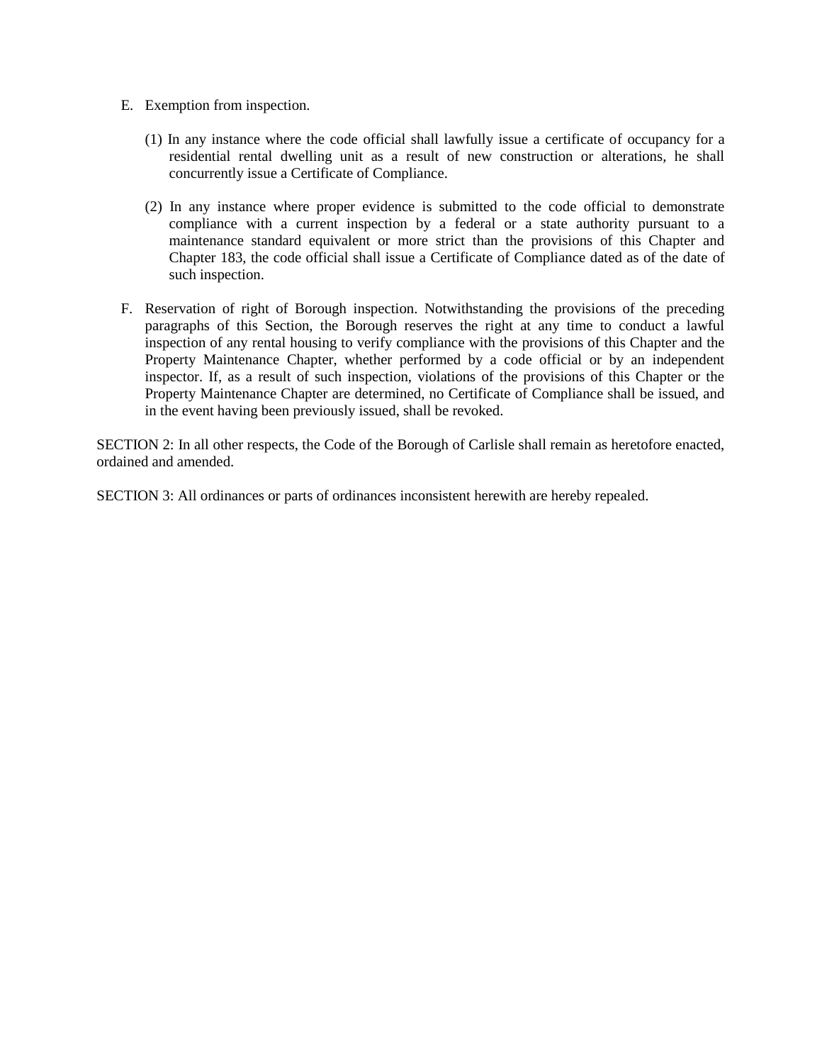E. Exemption from inspection.

   (1) In any instance where the code official shall lawfully issue a certificate of occupancy for a residential rental dwelling unit as a result of new construction or alterations, he shall concurrently issue a Certificate of Compliance.

   (2) In any instance where proper evidence is submitted to the code official to demonstrate compliance with a current inspection by a federal or a state authority pursuant to a maintenance standard equivalent or more strict than the provisions of this Chapter and Chapter 183, the code official shall issue a Certificate of Compliance dated as of the date of such inspection.

F. Reservation of right of Borough inspection. Notwithstanding the provisions of the preceding paragraphs of this Section, the Borough reserves the right at any time to conduct a lawful inspection of any rental housing to verify compliance with the provisions of this Chapter and the Property Maintenance Chapter, whether performed by a code official or by an independent inspector. If, as a result of such inspection, violations of the provisions of this Chapter or the Property Maintenance Chapter are determined, no Certificate of Compliance shall be issued, and in the event having been previously issued, shall be revoked.

SECTION 2: In all other respects, the Code of the Borough of Carlisle shall remain as heretofore enacted, ordained and amended.

SECTION 3: All ordinances or parts of ordinances inconsistent herewith are hereby repealed.